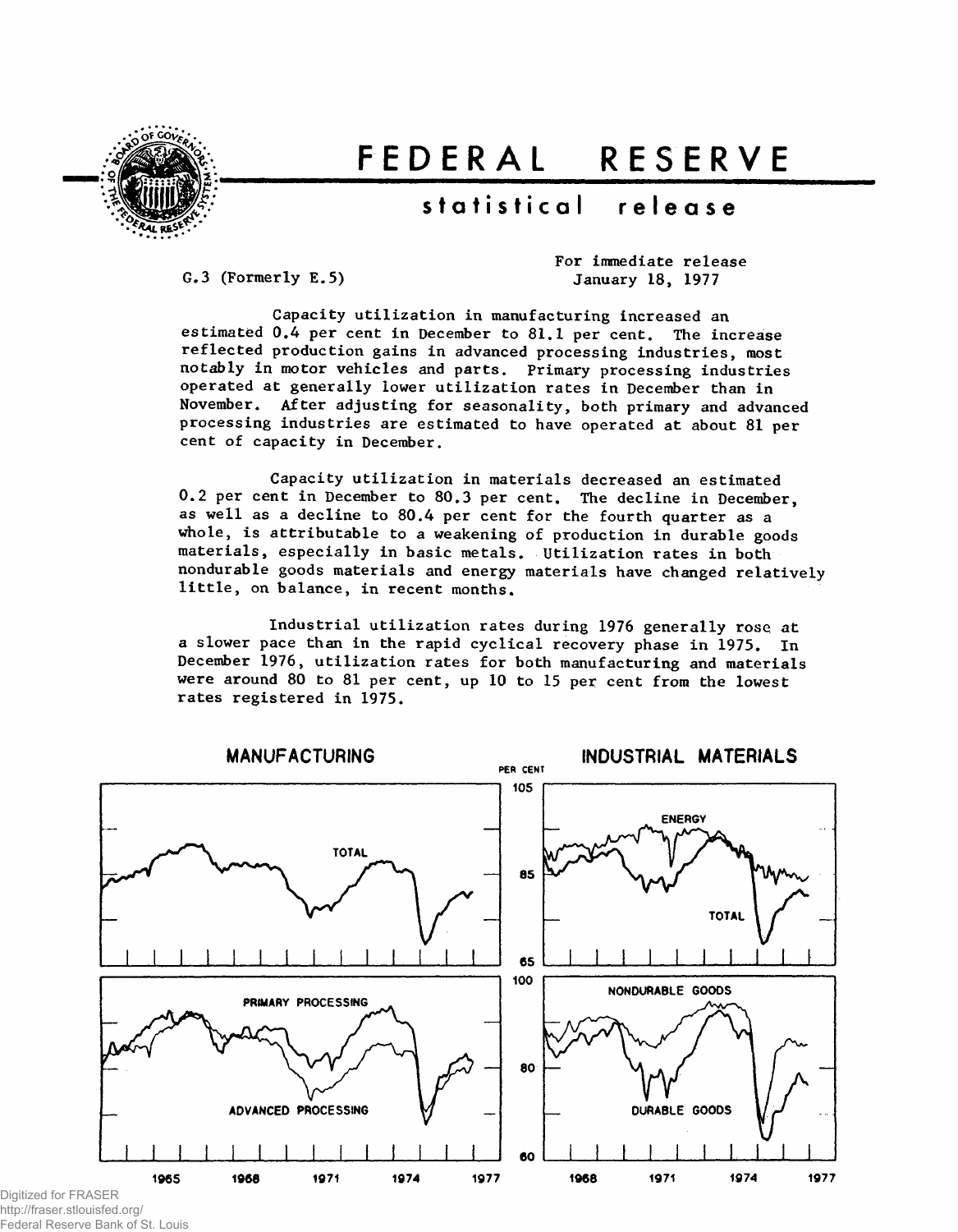# FEDERAL RESERVE

## statistical release

G.3 (Formerly E.5)

For immediate release
January 18, 1977

Capacity utilization in manufacturing increased an estimated 0.4 per cent in December to 81.1 per cent. The increase reflected production gains in advanced processing industries, most notably in motor vehicles and parts. Primary processing industries operated at generally lower utilization rates in December than in November. After adjusting for seasonality, both primary and advanced processing industries are estimated to have operated at about 81 per cent of capacity in December.

Capacity utilization in materials decreased an estimated 0.2 per cent in December to 80.3 per cent. The decline in December, as well as a decline to 80.4 per cent for the fourth quarter as a whole, is attributable to a weakening of production in durable goods materials, especially in basic metals. Utilization rates in both nondurable goods materials and energy materials have changed relatively little, on balance, in recent months.

Industrial utilization rates during 1976 generally rose at a slower pace than in the rapid cyclical recovery phase in 1975. In December 1976, utilization rates for both manufacturing and materials were around 80 to 81 per cent, up 10 to 15 per cent from the lowest rates registered in 1975.

MANUFACTURING

INDUSTRIAL MATERIALS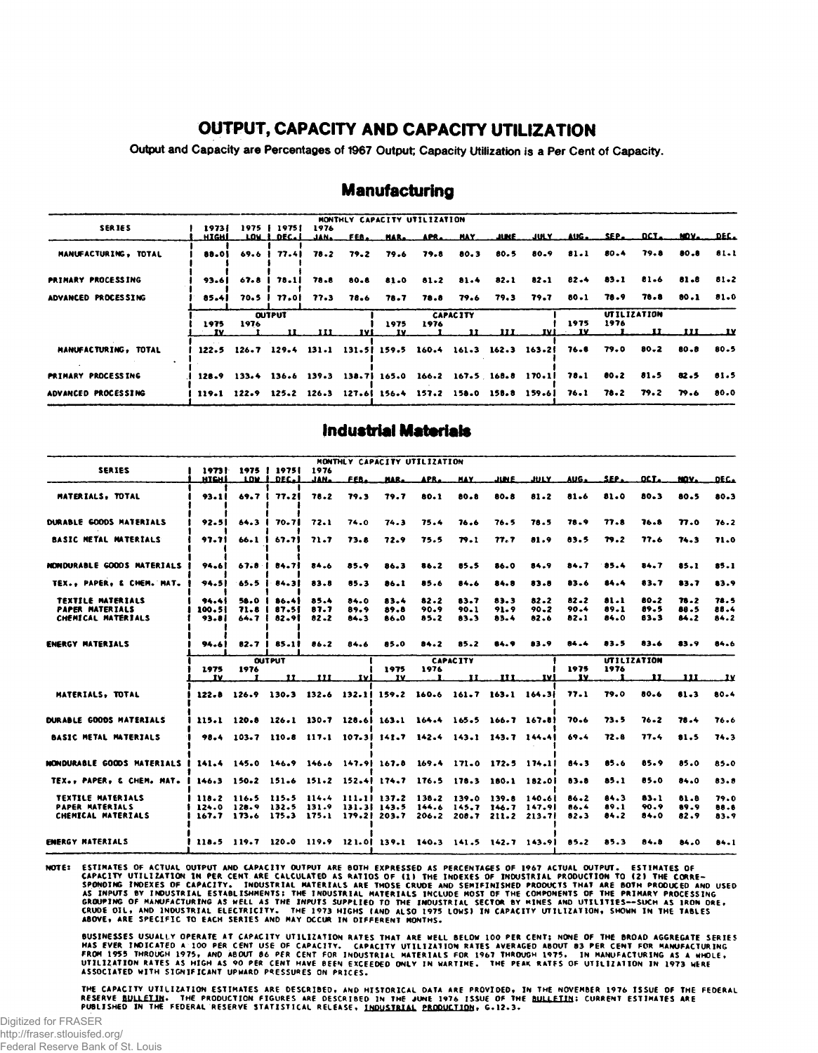# OUTPUT, CAPACITY AND CAPACITY UTILIZATION

Output and Capacity are Percentages of 1967 Output; Capacity Utilization is a Per Cent of Capacity.

## Manufacturing

| SERIES | 1973 HIGH | 1975 LOW | 1975 DEC. | 1976 JAN. | FEB. | MAR. | APR. | MAY | JUNE | JULY | AUG. | SEP. | OCT. | NOV. | DEC. |
|---|---|---|---|---|---|---|---|---|---|---|---|---|---|---|---|
| | MONTHLY CAPACITY UTILIZATION | | | | | | | | | | | | | | |
| MANUFACTURING, TOTAL | 88.0 | 69.6 | 77.4 | 78.2 | 79.2 | 79.6 | 79.8 | 80.3 | 80.5 | 80.9 | 81.1 | 80.4 | 79.8 | 80.8 | 81.1 |
| PRIMARY PROCESSING | 93.6 | 67.8 | 78.1 | 78.8 | 80.8 | 81.0 | 81.2 | 81.4 | 82.1 | 82.1 | 82.4 | 83.1 | 81.6 | 81.8 | 81.2 |
| ADVANCED PROCESSING | 85.4 | 70.5 | 77.0 | 77.3 | 78.6 | 78.7 | 78.8 | 79.6 | 79.3 | 79.7 | 80.1 | 78.9 | 78.8 | 80.1 | 81.0 |

| | OUTPUT | | | | | CAPACITY | | | | | UTILIZATION | | | | |
|---|---|---|---|---|---|---|---|---|---|---|---|---|---|---|---|
| | 1975 IV | 1976 I | II | III | IV | 1975 IV | 1976 I | II | III | IV | 1975 IV | 1976 I | II | III | IV |
| MANUFACTURING, TOTAL | 122.5 | 126.7 | 129.4 | 131.1 | 131.5 | 159.5 | 160.4 | 161.3 | 162.3 | 163.2 | 76.8 | 79.0 | 80.2 | 80.8 | 80.5 |
| PRIMARY PROCESSING | 128.9 | 133.4 | 136.6 | 139.3 | 138.7 | 165.0 | 166.2 | 167.5 | 168.8 | 170.1 | 78.1 | 80.2 | 81.5 | 82.5 | 81.5 |
| ADVANCED PROCESSING | 119.1 | 122.9 | 125.2 | 126.3 | 127.6 | 156.4 | 157.2 | 158.0 | 158.8 | 159.6 | 76.1 | 78.2 | 79.2 | 79.6 | 80.0 |

## Industrial Materials

| SERIES | 1973 HIGH | 1975 LOW | 1975 DEC. | 1976 JAN. | FEB. | MAR. | APR. | MAY | JUNE | JULY | AUG. | SEP. | OCT. | NOV. | DEC. |
|---|---|---|---|---|---|---|---|---|---|---|---|---|---|---|---|
| | MONTHLY CAPACITY UTILIZATION | | | | | | | | | | | | | | |
| MATERIALS, TOTAL | 93.1 | 69.7 | 77.2 | 78.2 | 79.3 | 79.7 | 80.1 | 80.8 | 80.8 | 81.2 | 81.6 | 81.0 | 80.3 | 80.5 | 80.3 |
| DURABLE GOODS MATERIALS | 92.5 | 64.3 | 70.7 | 72.1 | 74.0 | 74.3 | 75.4 | 76.6 | 76.5 | 78.5 | 78.9 | 77.8 | 76.8 | 77.0 | 76.2 |
| BASIC METAL MATERIALS | 97.7 | 66.1 | 67.7 | 71.7 | 73.8 | 72.9 | 75.5 | 79.1 | 77.7 | 81.9 | 83.5 | 79.2 | 77.6 | 74.3 | 71.0 |
| NONDURABLE GOODS MATERIALS | 94.6 | 67.8 | 84.7 | 84.6 | 85.9 | 86.3 | 86.2 | 85.5 | 86.0 | 84.9 | 84.7 | 85.4 | 84.7 | 85.1 | 85.1 |
| TEX., PAPER, & CHEM. MAT. | 94.5 | 65.5 | 84.3 | 83.8 | 85.3 | 86.1 | 85.6 | 84.6 | 84.8 | 83.8 | 83.6 | 84.4 | 83.7 | 83.7 | 83.9 |
| TEXTILE MATERIALS | 94.4 | 58.0 | 86.4 | 85.4 | 84.0 | 83.4 | 82.2 | 83.7 | 83.3 | 82.2 | 82.2 | 81.1 | 80.2 | 78.2 | 78.5 |
| PAPER MATERIALS | 100.5 | 71.8 | 87.5 | 87.7 | 89.9 | 89.8 | 90.9 | 90.1 | 91.9 | 90.2 | 90.4 | 89.1 | 89.5 | 88.5 | 88.4 |
| CHEMICAL MATERIALS | 93.8 | 64.7 | 82.9 | 82.2 | 84.3 | 86.0 | 85.2 | 83.3 | 83.4 | 82.6 | 82.1 | 84.0 | 83.3 | 84.2 | 84.2 |
| ENERGY MATERIALS | 94.6 | 82.7 | 85.1 | 86.2 | 84.6 | 85.0 | 84.2 | 85.2 | 84.9 | 83.9 | 84.4 | 83.5 | 83.6 | 83.9 | 84.6 |

| | OUTPUT | | | | | CAPACITY | | | | | UTILIZATION | | | | |
|---|---|---|---|---|---|---|---|---|---|---|---|---|---|---|---|
| | 1975 IV | 1976 I | II | III | IV | 1975 IV | 1976 I | II | III | IV | 1975 IV | 1976 I | II | III | IV |
| MATERIALS, TOTAL | 122.8 | 126.9 | 130.3 | 132.6 | 132.1 | 159.2 | 160.6 | 161.7 | 163.1 | 164.3 | 77.1 | 79.0 | 80.6 | 81.3 | 80.4 |
| DURABLE GOODS MATERIALS | 115.1 | 120.8 | 126.1 | 130.7 | 128.6 | 163.1 | 164.4 | 165.5 | 166.7 | 167.8 | 70.6 | 73.5 | 76.2 | 78.4 | 76.6 |
| BASIC METAL MATERIALS | 98.4 | 103.7 | 110.8 | 117.1 | 107.3 | 141.7 | 142.4 | 143.1 | 143.7 | 144.4 | 69.4 | 72.8 | 77.4 | 81.5 | 74.3 |
| NONDURABLE GOODS MATERIALS | 141.4 | 145.0 | 146.9 | 146.6 | 147.9 | 167.8 | 169.4 | 171.0 | 172.5 | 174.1 | 84.3 | 85.6 | 85.9 | 85.0 | 85.0 |
| TEX., PAPER, & CHEM. MAT. | 146.3 | 150.2 | 151.6 | 151.2 | 152.4 | 174.7 | 176.5 | 178.3 | 180.1 | 182.0 | 83.8 | 85.1 | 85.0 | 84.0 | 83.8 |
| TEXTILE MATERIALS | 118.2 | 116.5 | 115.5 | 114.4 | 111.1 | 137.2 | 138.2 | 139.0 | 139.8 | 140.6 | 86.2 | 84.3 | 83.1 | 81.8 | 79.0 |
| PAPER MATERIALS | 124.0 | 128.9 | 132.5 | 131.9 | 131.3 | 143.5 | 144.6 | 145.7 | 146.7 | 147.9 | 86.4 | 89.1 | 90.9 | 89.9 | 88.8 |
| CHEMICAL MATERIALS | 167.7 | 173.6 | 175.3 | 175.1 | 179.2 | 203.7 | 206.2 | 208.7 | 211.2 | 213.7 | 82.3 | 84.2 | 84.0 | 82.9 | 83.9 |
| ENERGY MATERIALS | 118.5 | 119.7 | 120.0 | 119.9 | 121.0 | 139.1 | 140.3 | 141.5 | 142.7 | 143.9 | 85.2 | 85.3 | 84.8 | 84.0 | 84.1 |

NOTE: ESTIMATES OF ACTUAL OUTPUT AND CAPACITY OUTPUT ARE BOTH EXPRESSED AS PERCENTAGES OF 1967 ACTUAL OUTPUT. ESTIMATES OF CAPACITY UTILIZATION IN PER CENT ARE CALCULATED AS RATIOS OF (1) THE INDEXES OF INDUSTRIAL PRODUCTION TO (2) THE CORRESPONDING INDEXES OF CAPACITY. INDUSTRIAL MATERIALS ARE THOSE CRUDE AND SEMIFINISHED PRODUCTS THAT ARE BOTH PRODUCED AND USED AS INPUTS BY INDUSTRIAL ESTABLISHMENTS; THE INDUSTRIAL MATERIALS INCLUDE MOST OF THE COMPONENTS OF THE PRIMARY PROCESSING GROUPING OF MANUFACTURING AS WELL AS THE INPUTS SUPPLIED TO THE INDUSTRIAL SECTOR BY MINES AND UTILITIES--SUCH AS IRON ORE, CRUDE OIL, AND INDUSTRIAL ELECTRICITY. THE 1973 HIGHS (AND ALSO 1975 LOWS) IN CAPACITY UTILIZATION, SHOWN IN THE TABLES ABOVE, ARE SPECIFIC TO EACH SERIES AND MAY OCCUR IN DIFFERENT MONTHS.

BUSINESSES USUALLY OPERATE AT CAPACITY UTILIZATION RATES THAT ARE WELL BELOW 100 PER CENT; NONE OF THE BROAD AGGREGATE SERIES HAS EVER INDICATED A 100 PER CENT USE OF CAPACITY. CAPACITY UTILIZATION RATES AVERAGED ABOUT 83 PER CENT FOR MANUFACTURING FROM 1955 THROUGH 1975, AND ABOUT 86 PER CENT FOR INDUSTRIAL MATERIALS FOR 1967 THROUGH 1975. IN MANUFACTURING AS A WHOLE, UTILIZATION RATES AS HIGH AS 90 PER CENT HAVE BEEN EXCEEDED ONLY IN WARTIME. THE PEAK RATES OF UTILIZATION IN 1973 WERE ASSOCIATED WITH SIGNIFICANT UPWARD PRESSURES ON PRICES.

THE CAPACITY UTILIZATION ESTIMATES ARE DESCRIBED, AND HISTORICAL DATA ARE PROVIDED, IN THE NOVEMBER 1976 ISSUE OF THE FEDERAL RESERVE BULLETIN. THE PRODUCTION FIGURES ARE DESCRIBED IN THE JUNE 1976 ISSUE OF THE BULLETIN; CURRENT ESTIMATES ARE PUBLISHED IN THE FEDERAL RESERVE STATISTICAL RELEASE, INDUSTRIAL PRODUCTION, G.12.3.